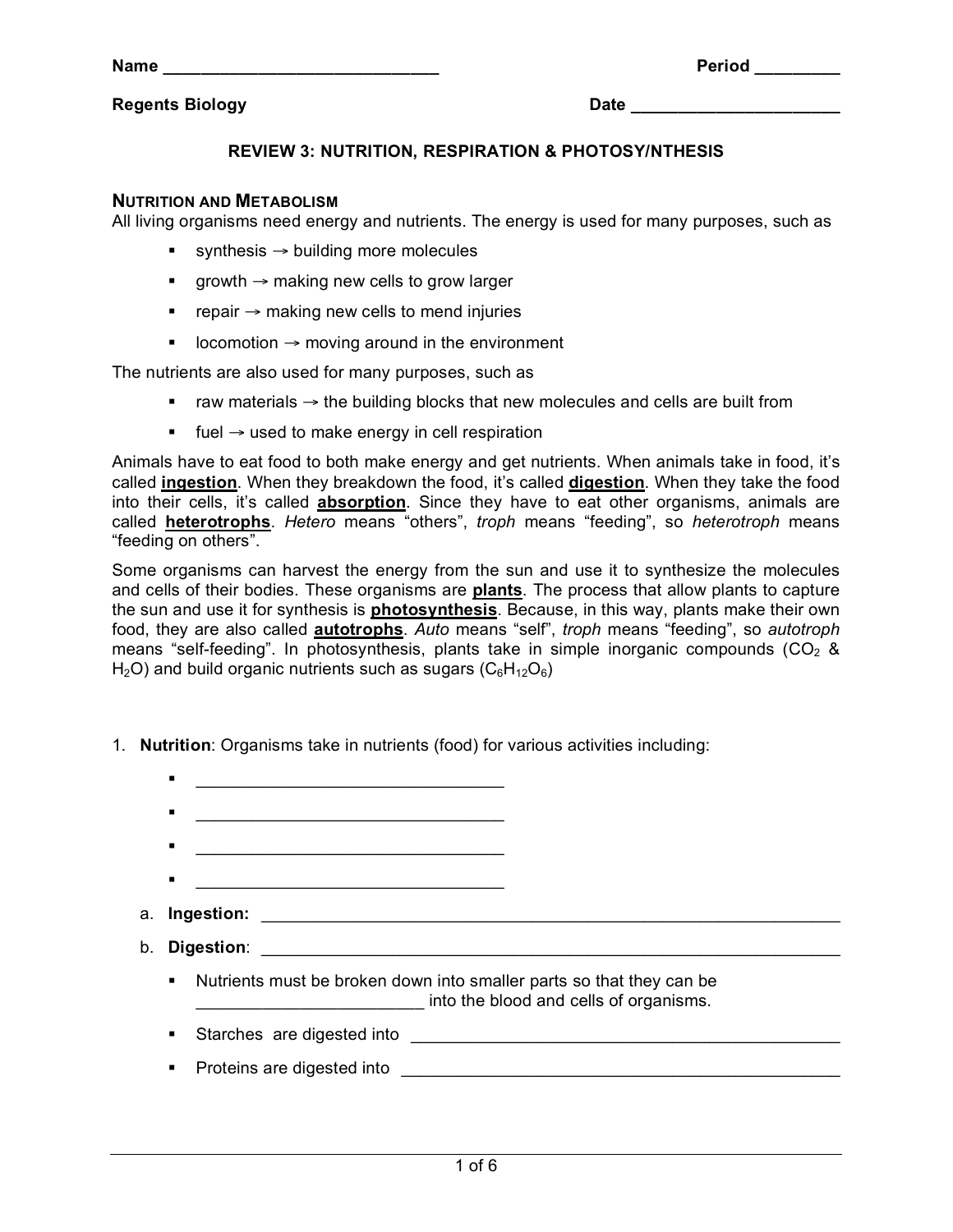**Name** ______________________________ **Period** _________

**Regents Biology** **Date** _______________________

## REVIEW 3: NUTRITION, RESPIRATION & PHOTOSY/NTHESIS

### NUTRITION AND METABOLISM

All living organisms need energy and nutrients. The energy is used for many purposes, such as

- synthesis → building more molecules
- growth → making new cells to grow larger
- repair → making new cells to mend injuries
- locomotion → moving around in the environment

The nutrients are also used for many purposes, such as

- raw materials → the building blocks that new molecules and cells are built from
- fuel → used to make energy in cell respiration

Animals have to eat food to both make energy and get nutrients. When animals take in food, it's called **ingestion**. When they breakdown the food, it's called **digestion**. When they take the food into their cells, it's called **absorption**. Since they have to eat other organisms, animals are called **heterotrophs**. *Hetero* means "others", *troph* means "feeding", so *heterotroph* means "feeding on others".

Some organisms can harvest the energy from the sun and use it to synthesize the molecules and cells of their bodies. These organisms are **plants**. The process that allow plants to capture the sun and use it for synthesis is **photosynthesis**. Because, in this way, plants make their own food, they are also called **autotrophs**. *Auto* means "self", *troph* means "feeding", so *autotroph* means "self-feeding". In photosynthesis, plants take in simple inorganic compounds ($CO_2$ & $H_2O$) and build organic nutrients such as sugars ($C_6H_{12}O_6$)

1. **Nutrition**: Organisms take in nutrients (food) for various activities including:
   - ________________________________
   - ________________________________
   - ________________________________
   - ________________________________

   a. **Ingestion:** ______________________________________________________________

   b. **Digestion**: ______________________________________________________________

   - Nutrients must be broken down into smaller parts so that they can be ________________________ into the blood and cells of organisms.
   - Starches are digested into ______________________________________________
   - Proteins are digested into ______________________________________________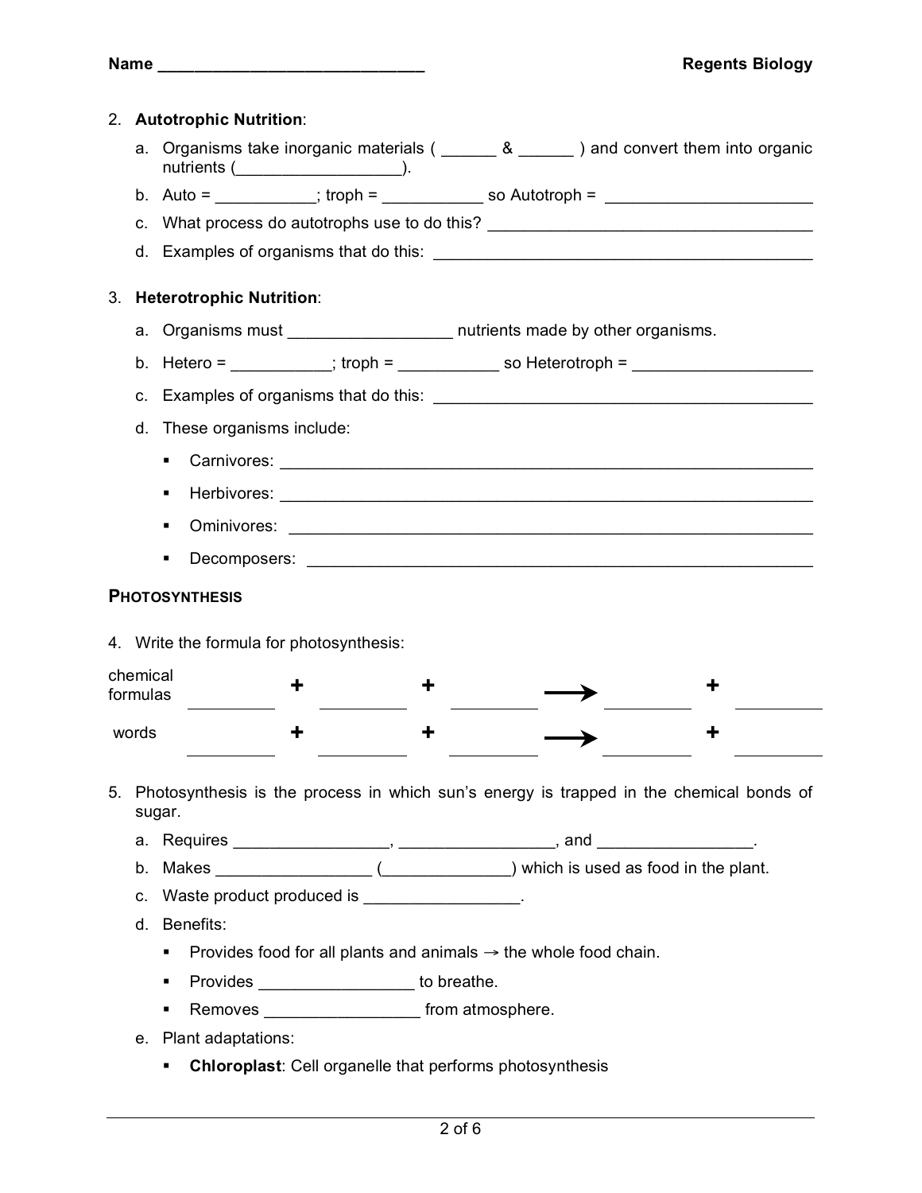2. **Autotrophic Nutrition**:

   a. Organisms take inorganic materials ( ______ & ______ ) and convert them into organic nutrients (__________________).

   b. Auto = ___________; troph = ___________ so Autotroph = _______________________

   c. What process do autotrophs use to do this? ___________________________________

   d. Examples of organisms that do this: __________________________________________

3. **Heterotrophic Nutrition**:

   a. Organisms must __________________ nutrients made by other organisms.

   b. Hetero = ___________; troph = ___________ so Heterotroph = ____________________

   c. Examples of organisms that do this: __________________________________________

   d. These organisms include:

      - Carnivores: ______________________________________________________________
      - Herbivores: ______________________________________________________________
      - Ominivores: ______________________________________________________________
      - Decomposers: ____________________________________________________________

## PHOTOSYNTHESIS

4. Write the formula for photosynthesis:

| | | | | | | | | | |
|---|---|---|---|---|---|---|---|---|---|
| chemical formulas | _________ | + | _________ | + | _________ | ⟶ | _________ | + | _________ |
| words | _________ | + | _________ | + | _________ | ⟶ | _________ | + | _________ |

5. Photosynthesis is the process in which sun's energy is trapped in the chemical bonds of sugar.

   a. Requires _________________, _________________, and _________________.

   b. Makes _________________ (______________) which is used as food in the plant.

   c. Waste product produced is _________________.

   d. Benefits:

      - Provides food for all plants and animals → the whole food chain.
      - Provides _________________ to breathe.
      - Removes _________________ from atmosphere.

   e. Plant adaptations:

      - **Chloroplast**: Cell organelle that performs photosynthesis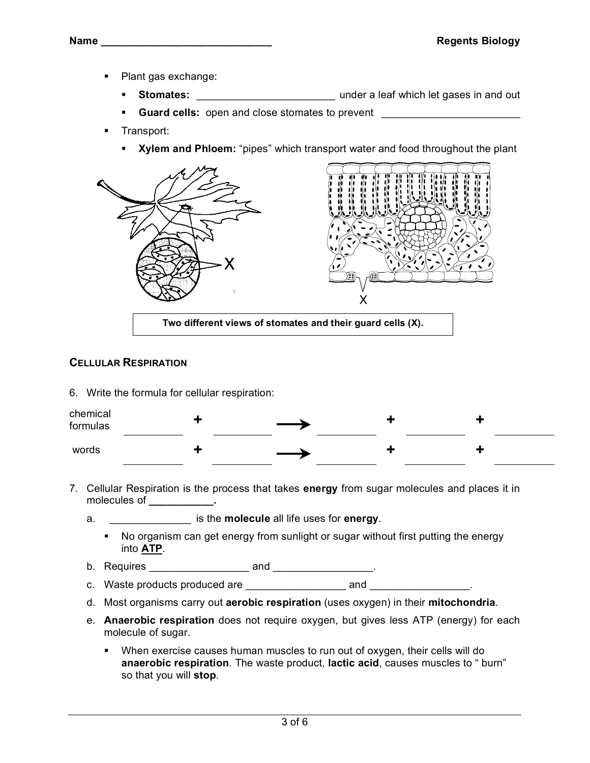- Plant gas exchange:
  - **Stomates:** ________________________ under a leaf which let gases in and out
  - **Guard cells:** open and close stomates to prevent ________________________
- Transport:
  - **Xylem and Phloem:** “pipes” which transport water and food throughout the plant

Two different views of stomates and their guard cells (X).

### CELLULAR RESPIRATION

6. Write the formula for cellular respiration:

| | | | | | | | | | |
|---|---|---|---|---|---|---|---|---|---|
| chemical formulas | __________ | + | __________ | → | __________ | + | __________ | + | __________ |
| words | __________ | + | __________ | → | __________ | + | __________ | + | __________ |

7. Cellular Respiration is the process that takes **energy** from sugar molecules and places it in molecules of **___________.**
   a. ______________ is the **molecule** all life uses for **energy**.
      - No organism can get energy from sunlight or sugar without first putting the energy into **ATP**.
   b. Requires _________________ and _________________.
   c. Waste products produced are _________________ and _________________.
   d. Most organisms carry out **aerobic respiration** (uses oxygen) in their **mitochondria**.
   e. **Anaerobic respiration** does not require oxygen, but gives less ATP (energy) for each molecule of sugar.
      - When exercise causes human muscles to run out of oxygen, their cells will do **anaerobic respiration**. The waste product, **lactic acid**, causes muscles to “ burn” so that you will **stop**.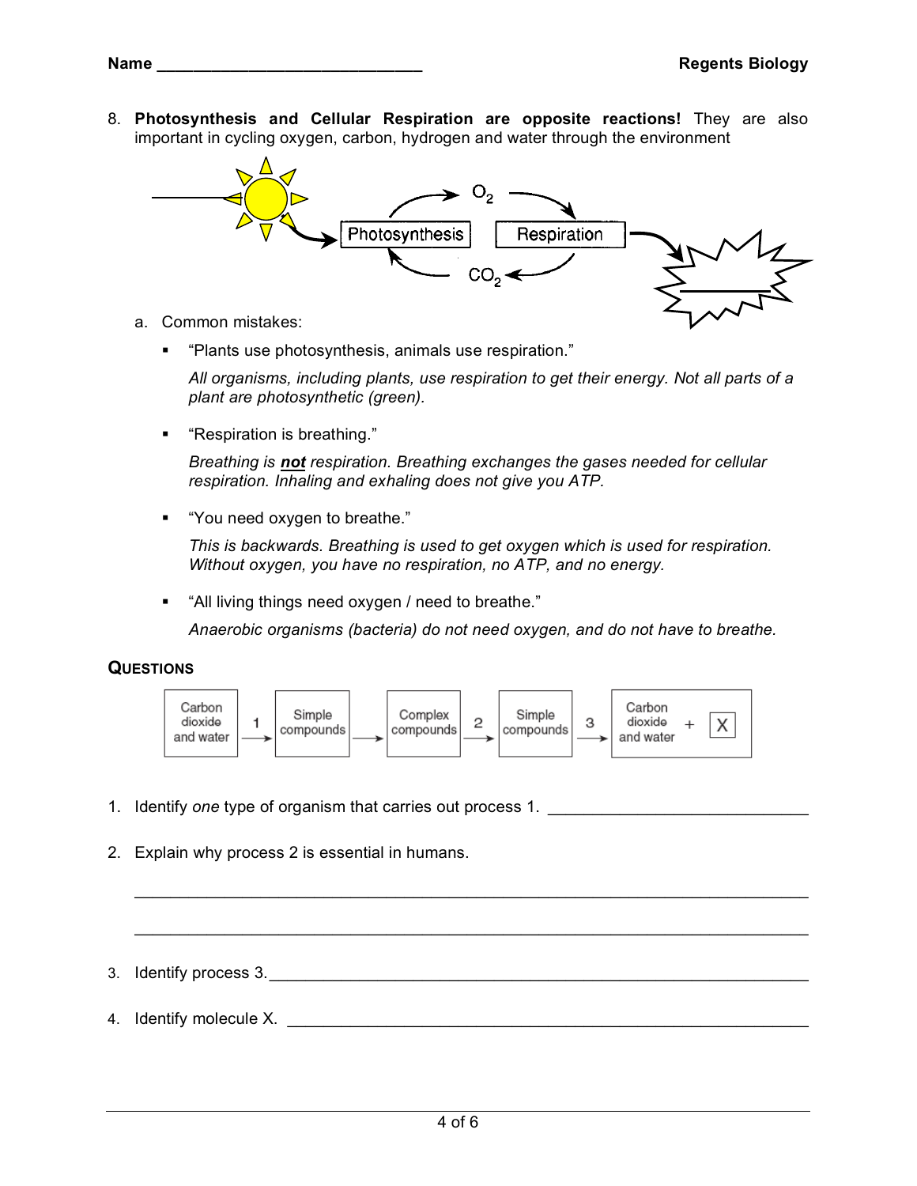Name ______________________________ **Regents Biology**

8. **Photosynthesis and Cellular Respiration are opposite reactions!** They are also important in cycling oxygen, carbon, hydrogen and water through the environment

   $O_2$

   Photosynthesis     Respiration

   $CO_2$

   a. Common mistakes:

      - "Plants use photosynthesis, animals use respiration."

        *All organisms, including plants, use respiration to get their energy. Not all parts of a plant are photosynthetic (green).*

      - "Respiration is breathing."

        *Breathing is **not** respiration. Breathing exchanges the gases needed for cellular respiration. Inhaling and exhaling does not give you ATP.*

      - "You need oxygen to breathe."

        *This is backwards. Breathing is used to get oxygen which is used for respiration. Without oxygen, you have no respiration, no ATP, and no energy.*

      - "All living things need oxygen / need to breathe."

        *Anaerobic organisms (bacteria) do not need oxygen, and do not have to breathe.*

## QUESTIONS

Carbon dioxide and water →(1) Simple compounds → Complex compounds →(2) Simple compounds →(3) Carbon dioxide and water + X

1. Identify *one* type of organism that carries out process 1. ______________________________

2. Explain why process 2 is essential in humans.

   ______________________________________________________________________

   ______________________________________________________________________

3. Identify process 3. ______________________________________________________________________

4. Identify molecule X. ______________________________________________________________________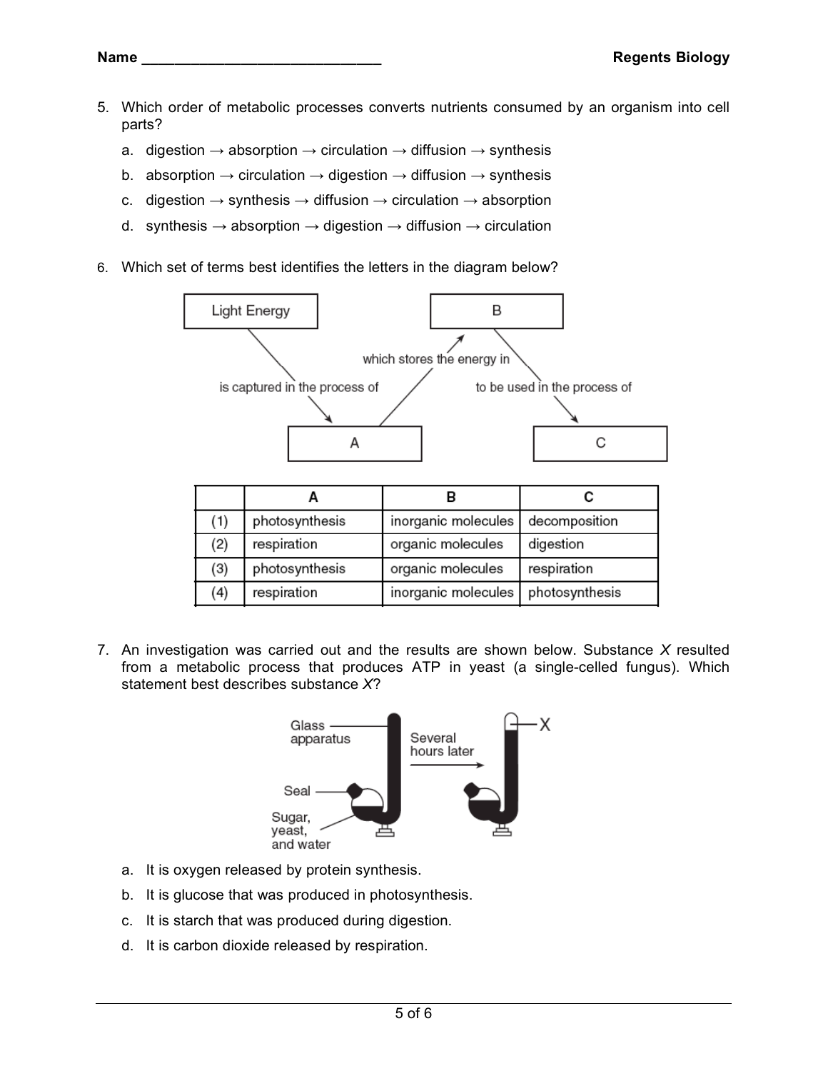Name ______________________________ Regents Biology

5. Which order of metabolic processes converts nutrients consumed by an organism into cell parts?
   a. digestion → absorption → circulation → diffusion → synthesis
   b. absorption → circulation → digestion → diffusion → synthesis
   c. digestion → synthesis → diffusion → circulation → absorption
   d. synthesis → absorption → digestion → diffusion → circulation

6. Which set of terms best identifies the letters in the diagram below?

Light Energy — is captured in the process of → A — which stores the energy in → B — to be used in the process of → C

|  | A | B | C |
|---|---|---|---|
| (1) | photosynthesis | inorganic molecules | decomposition |
| (2) | respiration | organic molecules | digestion |
| (3) | photosynthesis | organic molecules | respiration |
| (4) | respiration | inorganic molecules | photosynthesis |

7. An investigation was carried out and the results are shown below. Substance *X* resulted from a metabolic process that produces ATP in yeast (a single-celled fungus). Which statement best describes substance *X*?

Glass apparatus; Seal; Sugar, yeast, and water — Several hours later → X

   a. It is oxygen released by protein synthesis.
   b. It is glucose that was produced in photosynthesis.
   c. It is starch that was produced during digestion.
   d. It is carbon dioxide released by respiration.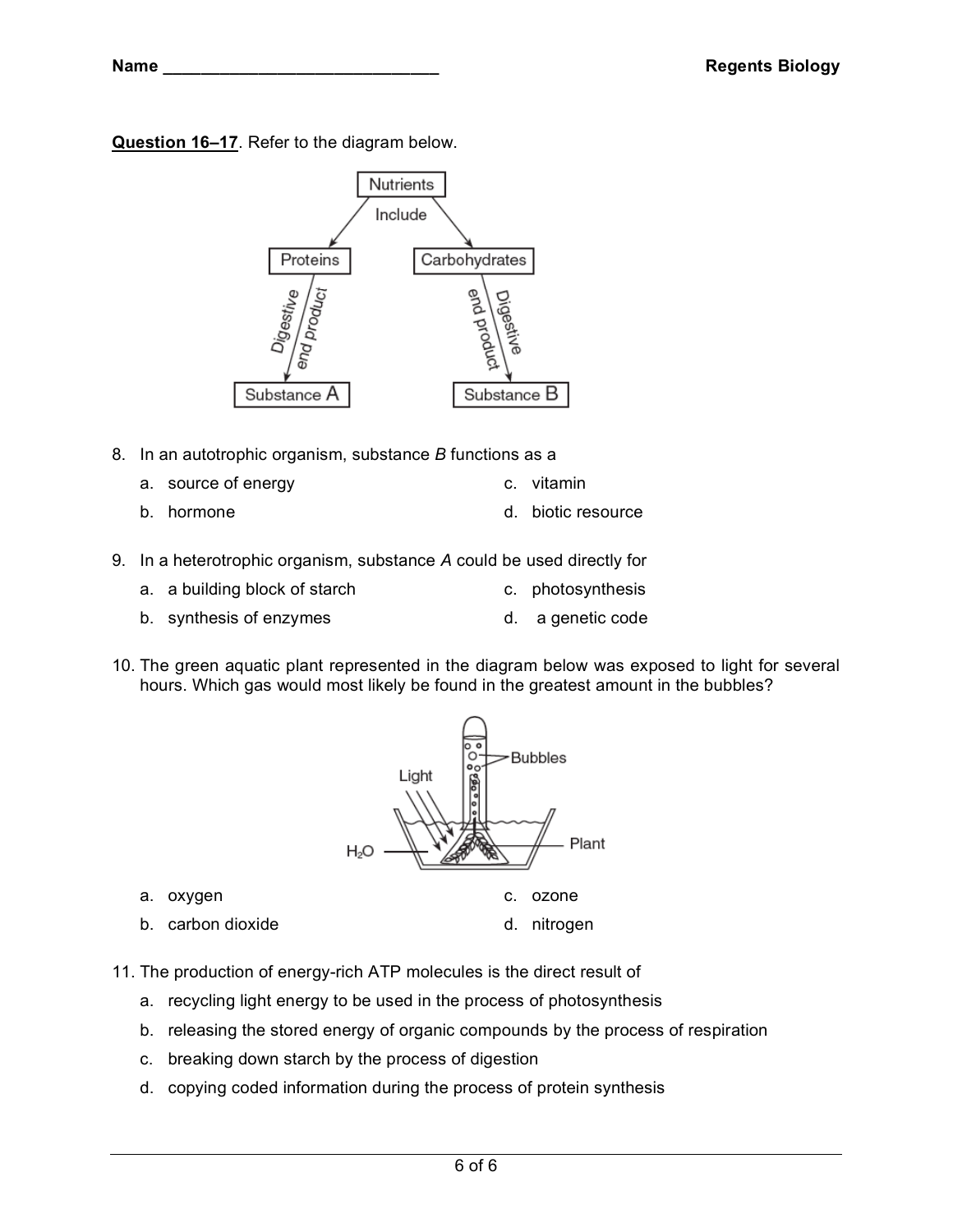Name ______________________________ Regents Biology

**Question 16–17**. Refer to the diagram below.

Nutrients
Include
Proteins
Carbohydrates
Digestive end product
Digestive end product
Substance A
Substance B

8. In an autotrophic organism, substance *B* functions as a
   a. source of energy
   b. hormone
   c. vitamin
   d. biotic resource

9. In a heterotrophic organism, substance *A* could be used directly for
   a. a building block of starch
   b. synthesis of enzymes
   c. photosynthesis
   d. a genetic code

10. The green aquatic plant represented in the diagram below was exposed to light for several hours. Which gas would most likely be found in the greatest amount in the bubbles?

Bubbles
Light
Plant
$H_2O$

   a. oxygen
   b. carbon dioxide
   c. ozone
   d. nitrogen

11. The production of energy-rich ATP molecules is the direct result of
   a. recycling light energy to be used in the process of photosynthesis
   b. releasing the stored energy of organic compounds by the process of respiration
   c. breaking down starch by the process of digestion
   d. copying coded information during the process of protein synthesis